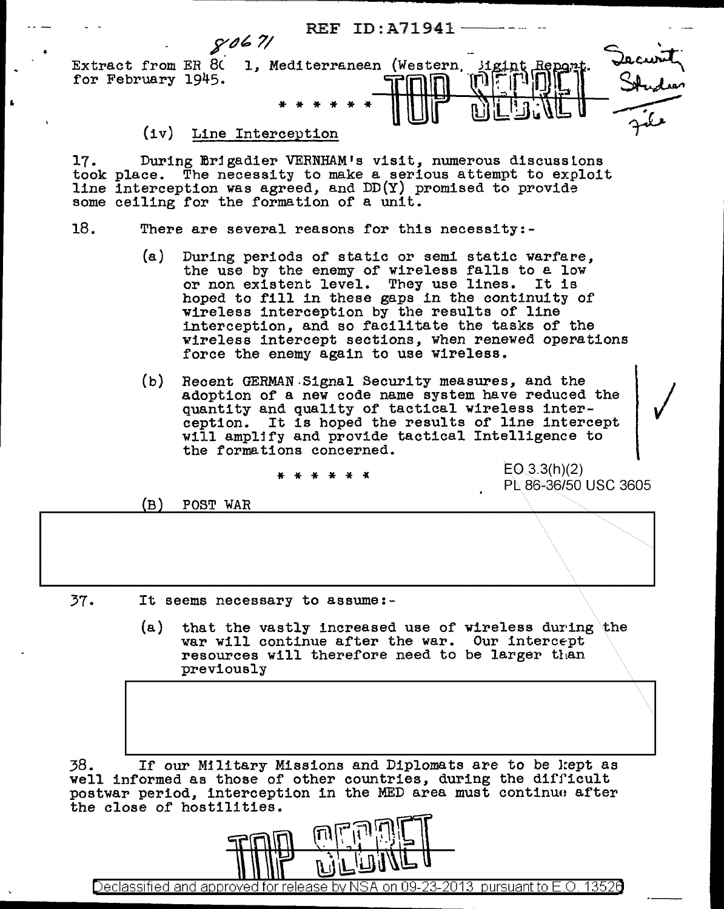REF ID:A71941

80671

Extract from ER 8( 1, Mediterranean (Western, Sigint Report. for February 1945.

TOP SECRET

Security Studies File

\* \* \* \* \* \*

(iv) Line Interception

17. During Brigadier VERNHAM's visit, numerous discussions took place. The necessity to make a serious attempt to exploit line interception was agreed, and DD(Y) promised to provide some ceiling for the formation of a unit.

18. There are several reasons for this necessity:-

(a) During periods of static or semi static warfare, the use by the enemy of wireless falls to a low or non existent level. They use lines. It is hoped to fill in these gaps in the continuity of wireless interception by the results of line interception, and so facilitate the tasks of the wireless intercept sections, when renewed operations force the enemy again to use wireless.

(b) Recent GERMAN Signal Security measures, and the adoption of a new code name system have reduced the quantity and quality of tactical wireless interception. It is hoped the results of line intercept will amplify and provide tactical Intelligence to the formations concerned.

\* \* \* \* \* \*

EO 3.3(h)(2)
PL 86-36/50 USC 3605

(B) POST WAR

37. It seems necessary to assume:-

(a) that the vastly increased use of wireless during the war will continue after the war. Our intercept resources will therefore need to be larger than previously

38. If our Military Missions and Diplomats are to be kept as well informed as those of other countries, during the difficult postwar period, interception in the MED area must continue after the close of hostilities.

TOP SECRET

Declassified and approved for release by NSA on 09-23-2013 pursuant to E.O. 13526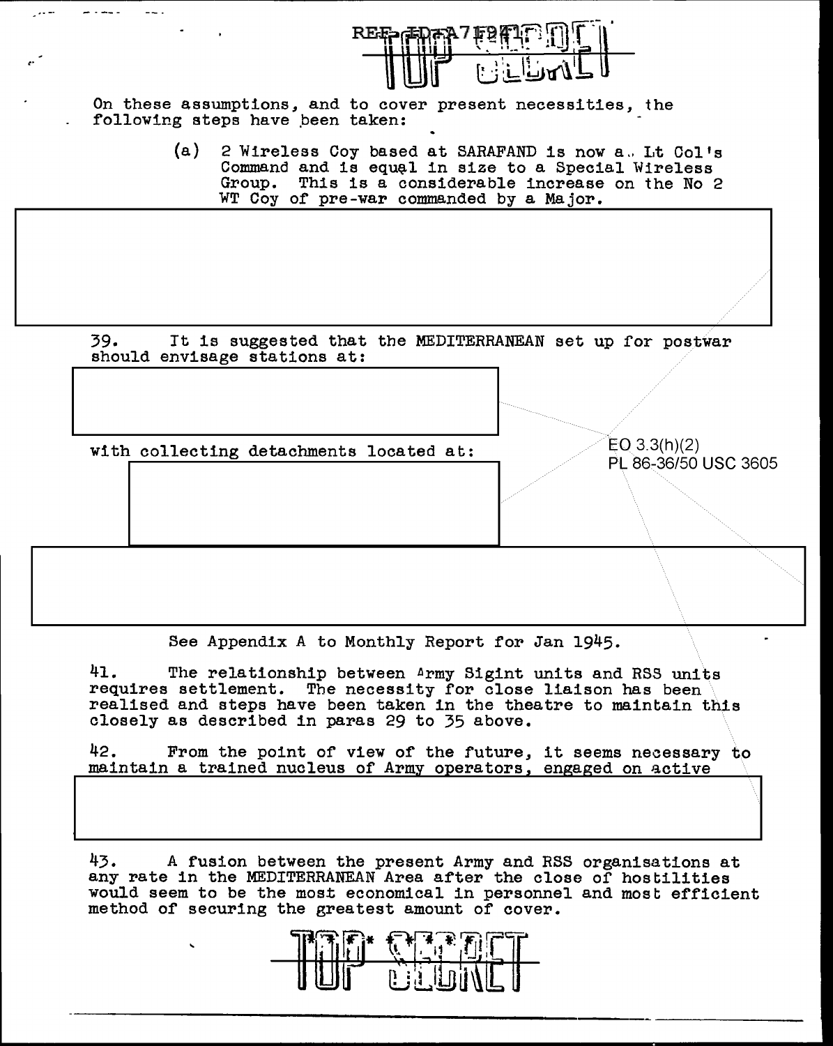On these assumptions, and to cover present necessities, the following steps have been taken:

(a) 2 Wireless Coy based at SARAFAND is now a Lt Col's Command and is equal in size to a Special Wireless Group. This is a considerable increase on the No 2 WT Coy of pre-war commanded by a Major.

39. It is suggested that the MEDITERRANEAN set up for postwar should envisage stations at:

with collecting detachments located at:

EO 3.3(h)(2)
PL 86-36/50 USC 3605

See Appendix A to Monthly Report for Jan 1945.

41. The relationship between Army Sigint units and RSS units requires settlement. The necessity for close liaison has been realised and steps have been taken in the theatre to maintain this closely as described in paras 29 to 35 above.

42. From the point of view of the future, it seems necessary to maintain a trained nucleus of Army operators, engaged on active

43. A fusion between the present Army and RSS organisations at any rate in the MEDITERRANEAN Area after the close of hostilities would seem to be the most economical in personnel and most efficient method of securing the greatest amount of cover.